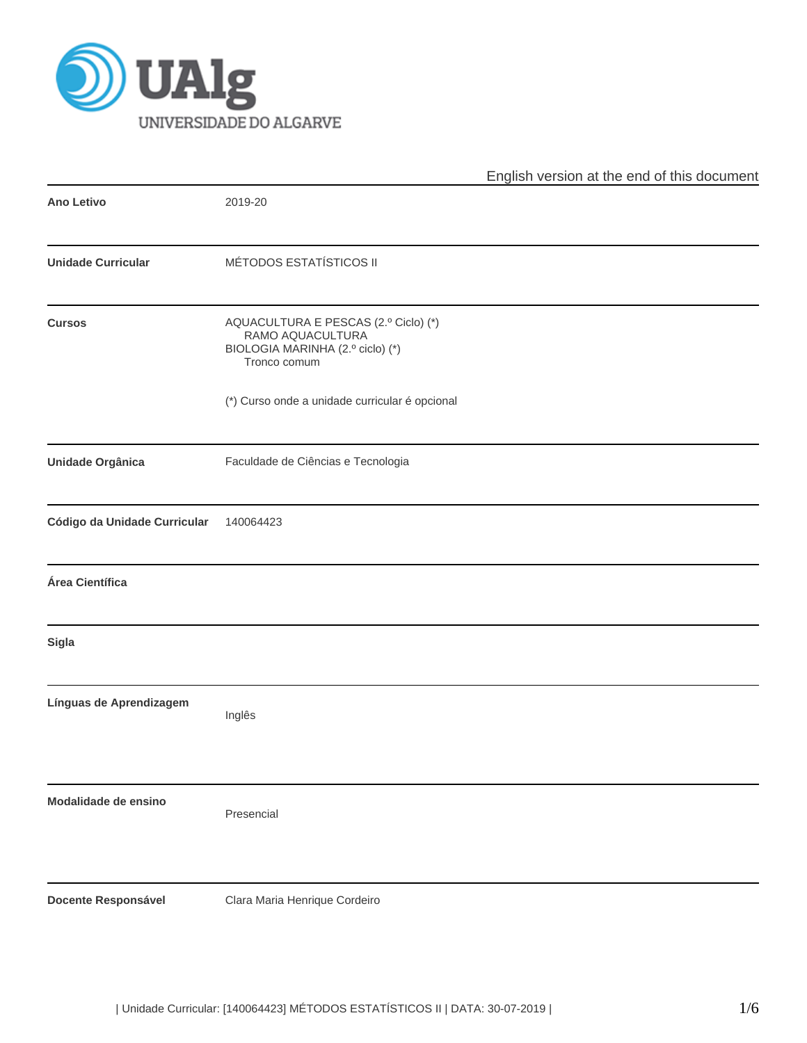English version at the end of this document

| | |
|---|---|
| **Ano Letivo** | 2019-20 |
| **Unidade Curricular** | MÉTODOS ESTATÍSTICOS II |
| **Cursos** | AQUACULTURA E PESCAS (2.º Ciclo) (*)<br>RAMO AQUACULTURA<br>BIOLOGIA MARINHA (2.º ciclo) (*)<br>Tronco comum<br><br>(*) Curso onde a unidade curricular é opcional |
| **Unidade Orgânica** | Faculdade de Ciências e Tecnologia |
| **Código da Unidade Curricular** | 140064423 |
| **Área Científica** | |
| **Sigla** | |
| **Línguas de Aprendizagem** | Inglês |
| **Modalidade de ensino** | Presencial |
| **Docente Responsável** | Clara Maria Henrique Cordeiro |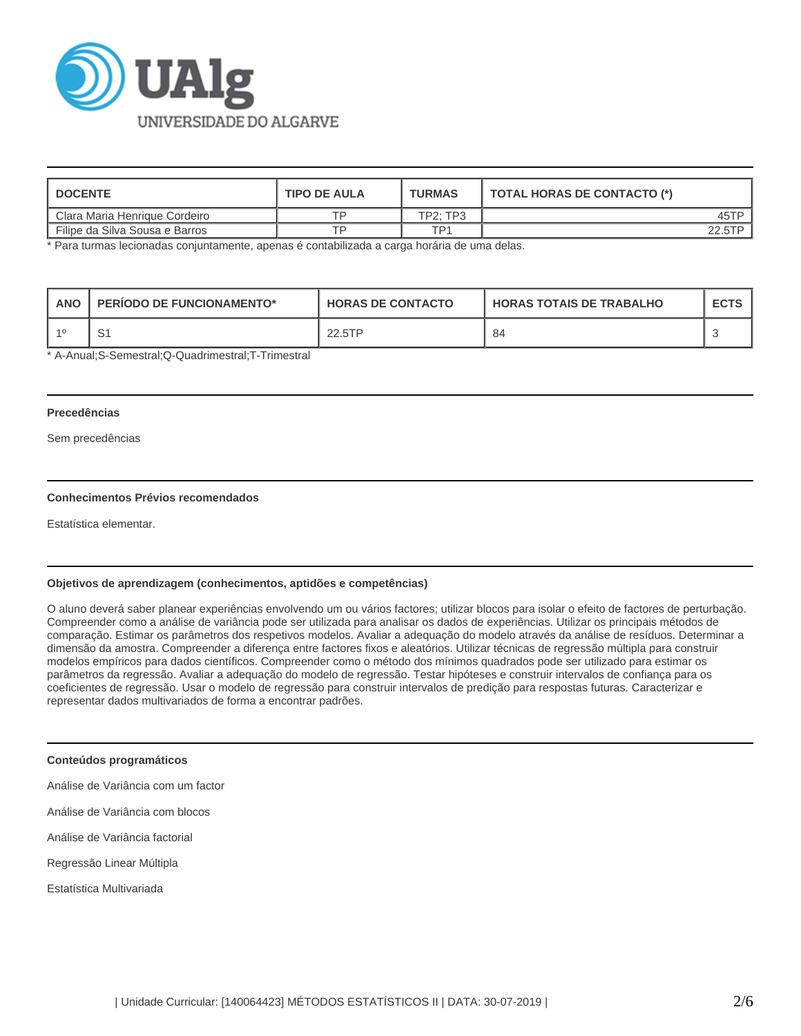| DOCENTE | TIPO DE AULA | TURMAS | TOTAL HORAS DE CONTACTO (*) |
|---|---|---|---|
| Clara Maria Henrique Cordeiro | TP | TP2; TP3 | 45TP |
| Filipe da Silva Sousa e Barros | TP | TP1 | 22.5TP |

* Para turmas lecionadas conjuntamente, apenas é contabilizada a carga horária de uma delas.

| ANO | PERÍODO DE FUNCIONAMENTO* | HORAS DE CONTACTO | HORAS TOTAIS DE TRABALHO | ECTS |
|---|---|---|---|---|
| 1º | S1 | 22.5TP | 84 | 3 |

* A-Anual;S-Semestral;Q-Quadrimestral;T-Trimestral

### Precedências

Sem precedências

### Conhecimentos Prévios recomendados

Estatística elementar.

### Objetivos de aprendizagem (conhecimentos, aptidões e competências)

O aluno deverá saber planear experiências envolvendo um ou vários factores; utilizar blocos para isolar o efeito de factores de perturbação. Compreender como a análise de variância pode ser utilizada para analisar os dados de experiências. Utilizar os principais métodos de comparação. Estimar os parâmetros dos respetivos modelos. Avaliar a adequação do modelo através da análise de resíduos. Determinar a dimensão da amostra. Compreender a diferença entre factores fixos e aleatórios. Utilizar técnicas de regressão múltipla para construir modelos empíricos para dados científicos. Compreender como o método dos mínimos quadrados pode ser utilizado para estimar os parâmetros da regressão. Avaliar a adequação do modelo de regressão. Testar hipóteses e construir intervalos de confiança para os coeficientes de regressão. Usar o modelo de regressão para construir intervalos de predição para respostas futuras. Caracterizar e representar dados multivariados de forma a encontrar padrões.

### Conteúdos programáticos

Análise de Variância com um factor

Análise de Variância com blocos

Análise de Variância factorial

Regressão Linear Múltipla

Estatística Multivariada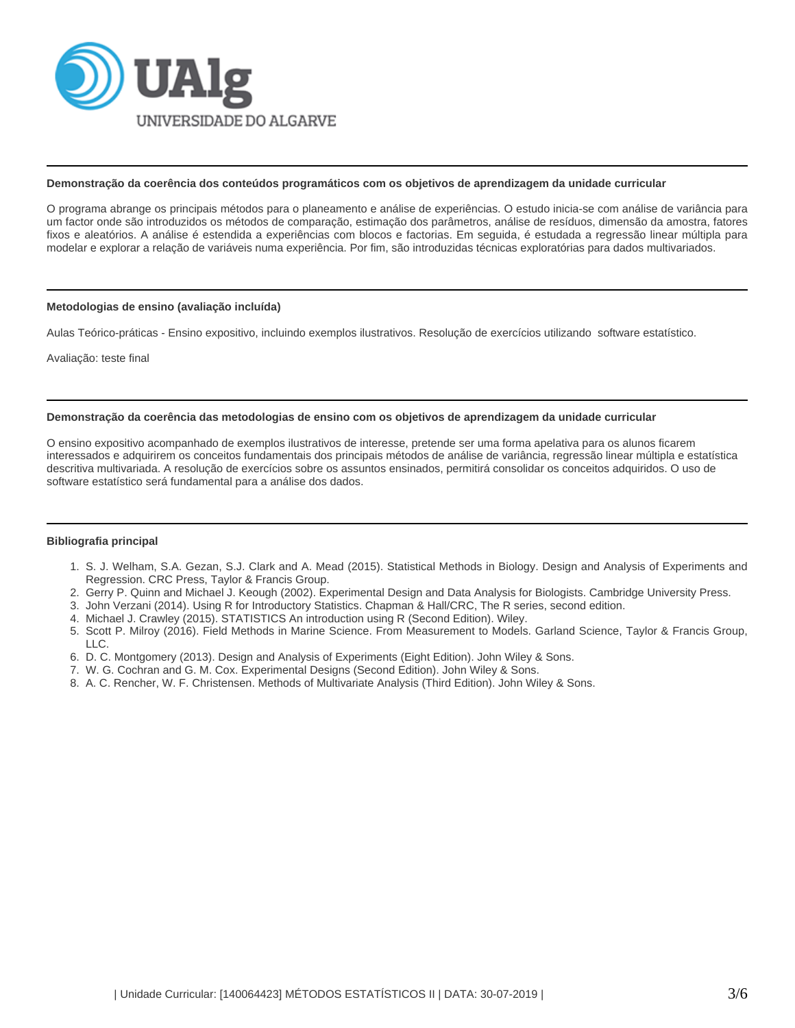## Demonstração da coerência dos conteúdos programáticos com os objetivos de aprendizagem da unidade curricular

O programa abrange os principais métodos para o planeamento e análise de experiências. O estudo inicia-se com análise de variância para um factor onde são introduzidos os métodos de comparação, estimação dos parâmetros, análise de resíduos, dimensão da amostra, fatores fixos e aleatórios. A análise é estendida a experiências com blocos e factorias. Em seguida, é estudada a regressão linear múltipla para modelar e explorar a relação de variáveis numa experiência. Por fim, são introduzidas técnicas exploratórias para dados multivariados.

## Metodologias de ensino (avaliação incluída)

Aulas Teórico-práticas - Ensino expositivo, incluindo exemplos ilustrativos. Resolução de exercícios utilizando software estatístico.

Avaliação: teste final

## Demonstração da coerência das metodologias de ensino com os objetivos de aprendizagem da unidade curricular

O ensino expositivo acompanhado de exemplos ilustrativos de interesse, pretende ser uma forma apelativa para os alunos ficarem interessados e adquirirem os conceitos fundamentais dos principais métodos de análise de variância, regressão linear múltipla e estatística descritiva multivariada. A resolução de exercícios sobre os assuntos ensinados, permitirá consolidar os conceitos adquiridos. O uso de software estatístico será fundamental para a análise dos dados.

## Bibliografia principal

1. S. J. Welham, S.A. Gezan, S.J. Clark and A. Mead (2015). Statistical Methods in Biology. Design and Analysis of Experiments and Regression. CRC Press, Taylor & Francis Group.
2. Gerry P. Quinn and Michael J. Keough (2002). Experimental Design and Data Analysis for Biologists. Cambridge University Press.
3. John Verzani (2014). Using R for Introductory Statistics. Chapman & Hall/CRC, The R series, second edition.
4. Michael J. Crawley (2015). STATISTICS An introduction using R (Second Edition). Wiley.
5. Scott P. Milroy (2016). Field Methods in Marine Science. From Measurement to Models. Garland Science, Taylor & Francis Group, LLC.
6. D. C. Montgomery (2013). Design and Analysis of Experiments (Eight Edition). John Wiley & Sons.
7. W. G. Cochran and G. M. Cox. Experimental Designs (Second Edition). John Wiley & Sons.
8. A. C. Rencher, W. F. Christensen. Methods of Multivariate Analysis (Third Edition). John Wiley & Sons.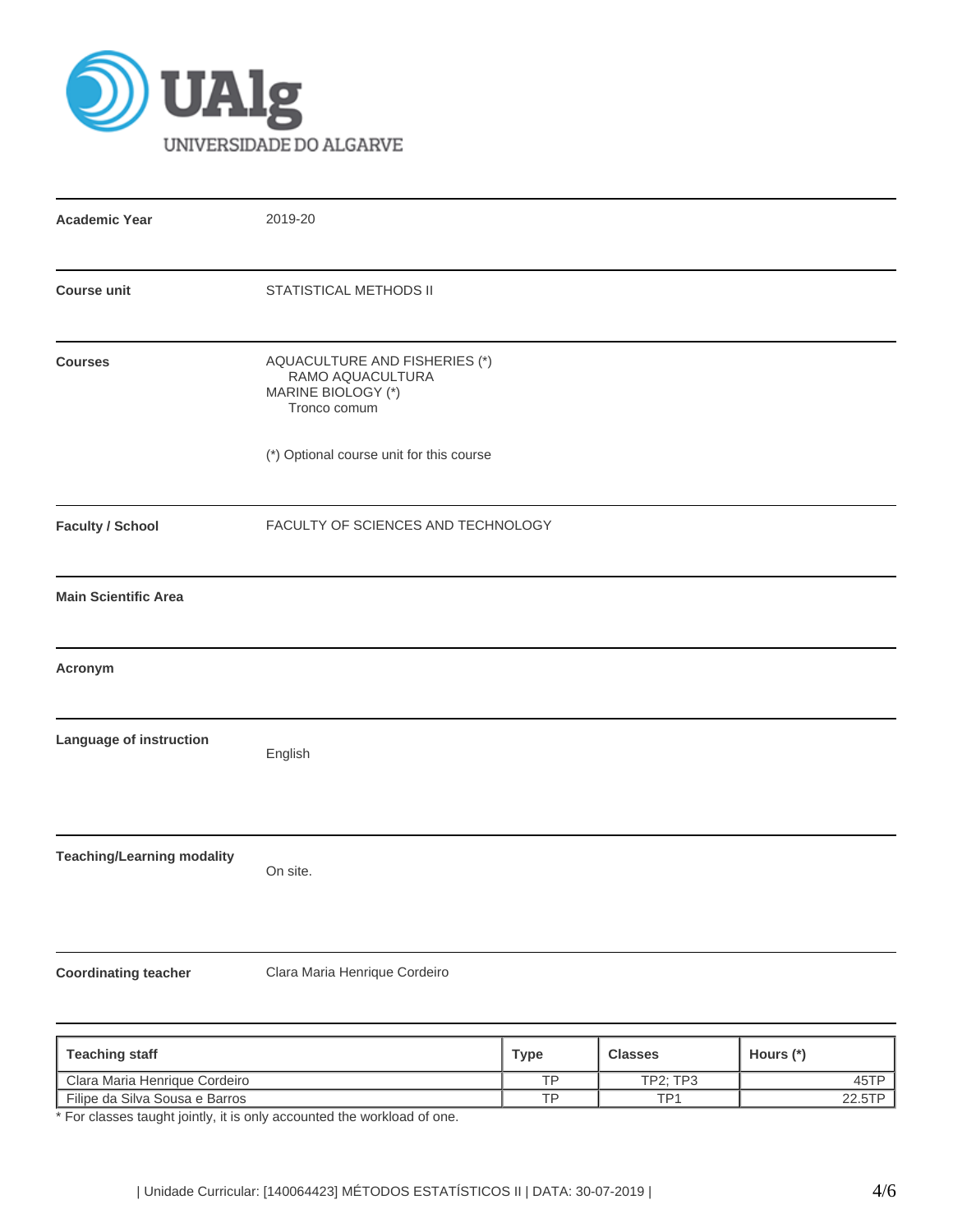| | |
|---|---|
| **Academic Year** | 2019-20 |
| **Course unit** | STATISTICAL METHODS II |
| **Courses** | AQUACULTURE AND FISHERIES (*)<br>RAMO AQUACULTURA<br>MARINE BIOLOGY (*)<br>Tronco comum<br><br>(*) Optional course unit for this course |
| **Faculty / School** | FACULTY OF SCIENCES AND TECHNOLOGY |
| **Main Scientific Area** | |
| **Acronym** | |
| **Language of instruction** | English |
| **Teaching/Learning modality** | On site. |
| **Coordinating teacher** | Clara Maria Henrique Cordeiro |

| Teaching staff | Type | Classes | Hours (*) |
|---|---|---|---|
| Clara Maria Henrique Cordeiro | TP | TP2; TP3 | 45TP |
| Filipe da Silva Sousa e Barros | TP | TP1 | 22.5TP |

* For classes taught jointly, it is only accounted the workload of one.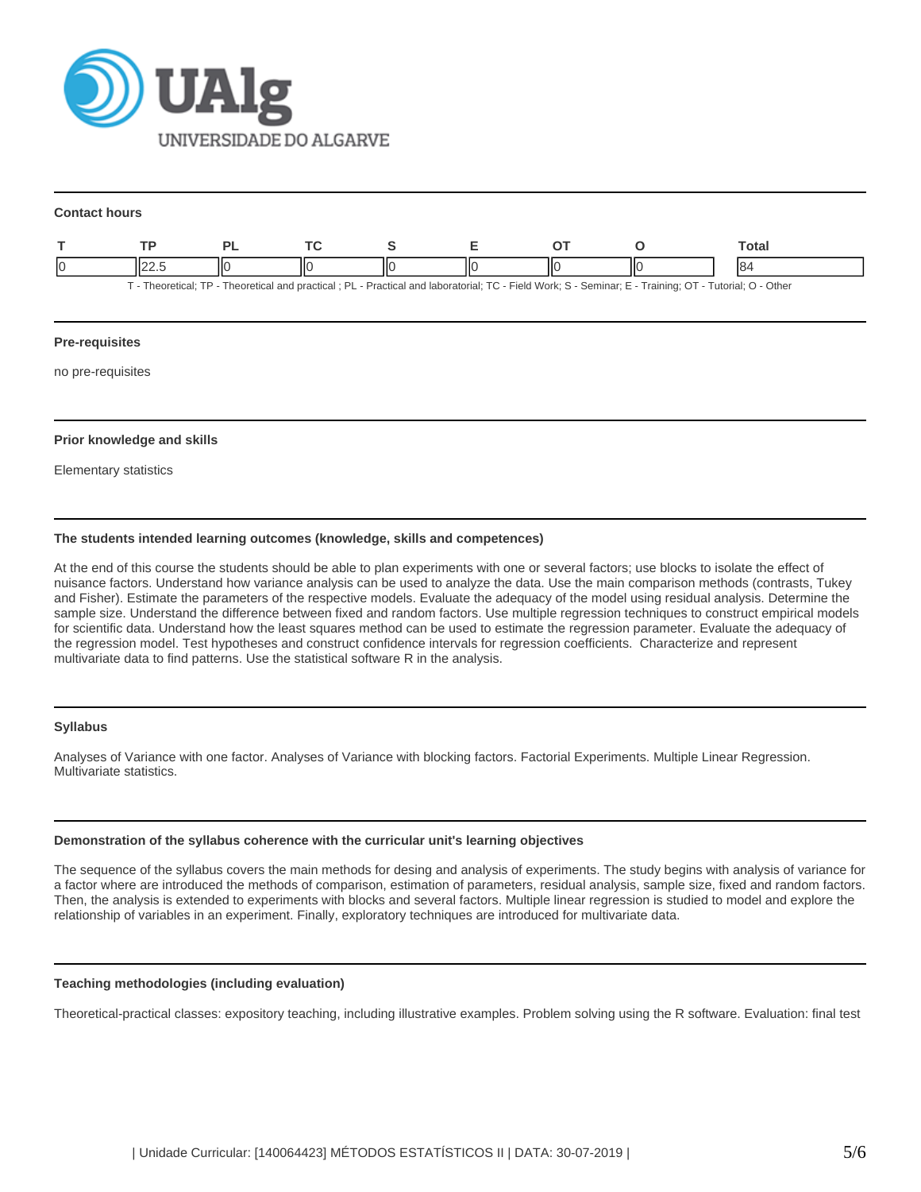**Contact hours**

| T | TP | PL | TC | S | E | OT | O | Total |
|---|---|---|---|---|---|---|---|---|
| 0 | 22.5 | 0 | 0 | 0 | 0 | 0 | 0 | 84 |

T - Theoretical; TP - Theoretical and practical ; PL - Practical and laboratorial; TC - Field Work; S - Seminar; E - Training; OT - Tutorial; O - Other

**Pre-requisites**

no pre-requisites

**Prior knowledge and skills**

Elementary statistics

**The students intended learning outcomes (knowledge, skills and competences)**

At the end of this course the students should be able to plan experiments with one or several factors; use blocks to isolate the effect of nuisance factors. Understand how variance analysis can be used to analyze the data. Use the main comparison methods (contrasts, Tukey and Fisher). Estimate the parameters of the respective models. Evaluate the adequacy of the model using residual analysis. Determine the sample size. Understand the difference between fixed and random factors. Use multiple regression techniques to construct empirical models for scientific data. Understand how the least squares method can be used to estimate the regression parameter. Evaluate the adequacy of the regression model. Test hypotheses and construct confidence intervals for regression coefficients. Characterize and represent multivariate data to find patterns. Use the statistical software R in the analysis.

**Syllabus**

Analyses of Variance with one factor. Analyses of Variance with blocking factors. Factorial Experiments. Multiple Linear Regression. Multivariate statistics.

**Demonstration of the syllabus coherence with the curricular unit's learning objectives**

The sequence of the syllabus covers the main methods for desing and analysis of experiments. The study begins with analysis of variance for a factor where are introduced the methods of comparison, estimation of parameters, residual analysis, sample size, fixed and random factors. Then, the analysis is extended to experiments with blocks and several factors. Multiple linear regression is studied to model and explore the relationship of variables in an experiment. Finally, exploratory techniques are introduced for multivariate data.

**Teaching methodologies (including evaluation)**

Theoretical-practical classes: expository teaching, including illustrative examples. Problem solving using the R software. Evaluation: final test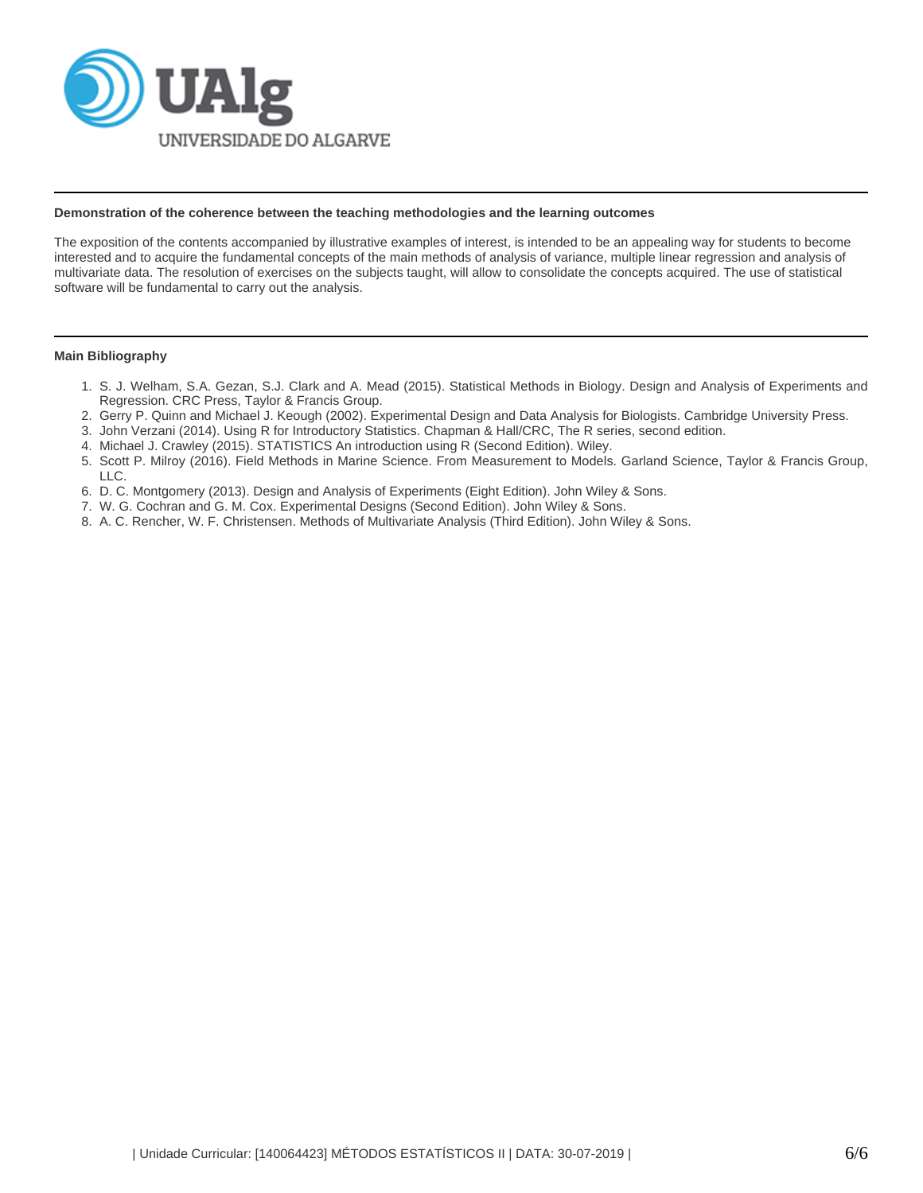**Demonstration of the coherence between the teaching methodologies and the learning outcomes**

The exposition of the contents accompanied by illustrative examples of interest, is intended to be an appealing way for students to become interested and to acquire the fundamental concepts of the main methods of analysis of variance, multiple linear regression and analysis of multivariate data. The resolution of exercises on the subjects taught, will allow to consolidate the concepts acquired. The use of statistical software will be fundamental to carry out the analysis.

**Main Bibliography**

1. S. J. Welham, S.A. Gezan, S.J. Clark and A. Mead (2015). Statistical Methods in Biology. Design and Analysis of Experiments and Regression. CRC Press, Taylor & Francis Group.
2. Gerry P. Quinn and Michael J. Keough (2002). Experimental Design and Data Analysis for Biologists. Cambridge University Press.
3. John Verzani (2014). Using R for Introductory Statistics. Chapman & Hall/CRC, The R series, second edition.
4. Michael J. Crawley (2015). STATISTICS An introduction using R (Second Edition). Wiley.
5. Scott P. Milroy (2016). Field Methods in Marine Science. From Measurement to Models. Garland Science, Taylor & Francis Group, LLC.
6. D. C. Montgomery (2013). Design and Analysis of Experiments (Eight Edition). John Wiley & Sons.
7. W. G. Cochran and G. M. Cox. Experimental Designs (Second Edition). John Wiley & Sons.
8. A. C. Rencher, W. F. Christensen. Methods of Multivariate Analysis (Third Edition). John Wiley & Sons.